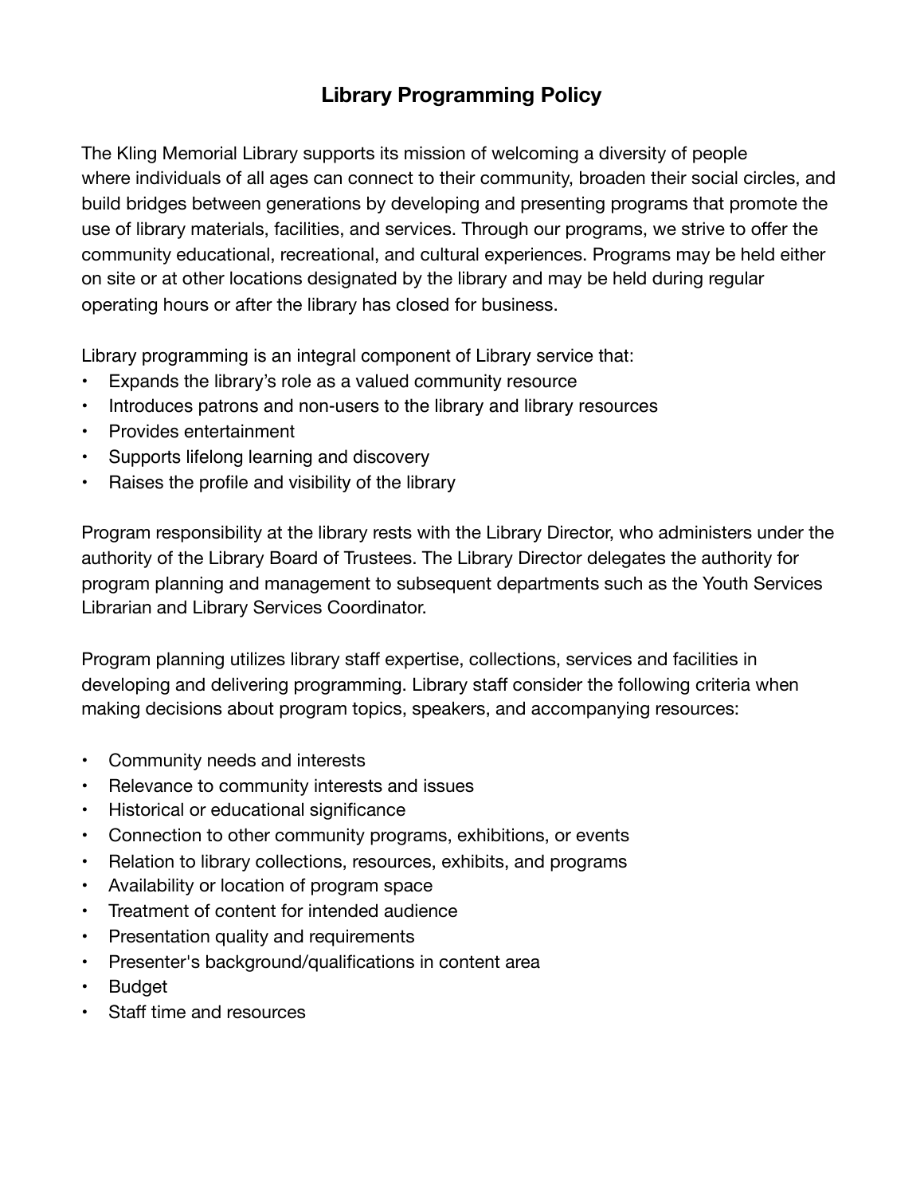# Library Programming Policy

The Kling Memorial Library supports its mission of welcoming a diversity of people where individuals of all ages can connect to their community, broaden their social circles, and build bridges between generations by developing and presenting programs that promote the use of library materials, facilities, and services. Through our programs, we strive to offer the community educational, recreational, and cultural experiences. Programs may be held either on site or at other locations designated by the library and may be held during regular operating hours or after the library has closed for business.

Library programming is an integral component of Library service that:

- Expands the library's role as a valued community resource
- Introduces patrons and non-users to the library and library resources
- Provides entertainment
- Supports lifelong learning and discovery
- Raises the profile and visibility of the library

Program responsibility at the library rests with the Library Director, who administers under the authority of the Library Board of Trustees. The Library Director delegates the authority for program planning and management to subsequent departments such as the Youth Services Librarian and Library Services Coordinator.

Program planning utilizes library staff expertise, collections, services and facilities in developing and delivering programming. Library staff consider the following criteria when making decisions about program topics, speakers, and accompanying resources:

- Community needs and interests
- Relevance to community interests and issues
- Historical or educational significance
- Connection to other community programs, exhibitions, or events
- Relation to library collections, resources, exhibits, and programs
- Availability or location of program space
- Treatment of content for intended audience
- Presentation quality and requirements
- Presenter's background/qualifications in content area
- Budget
- Staff time and resources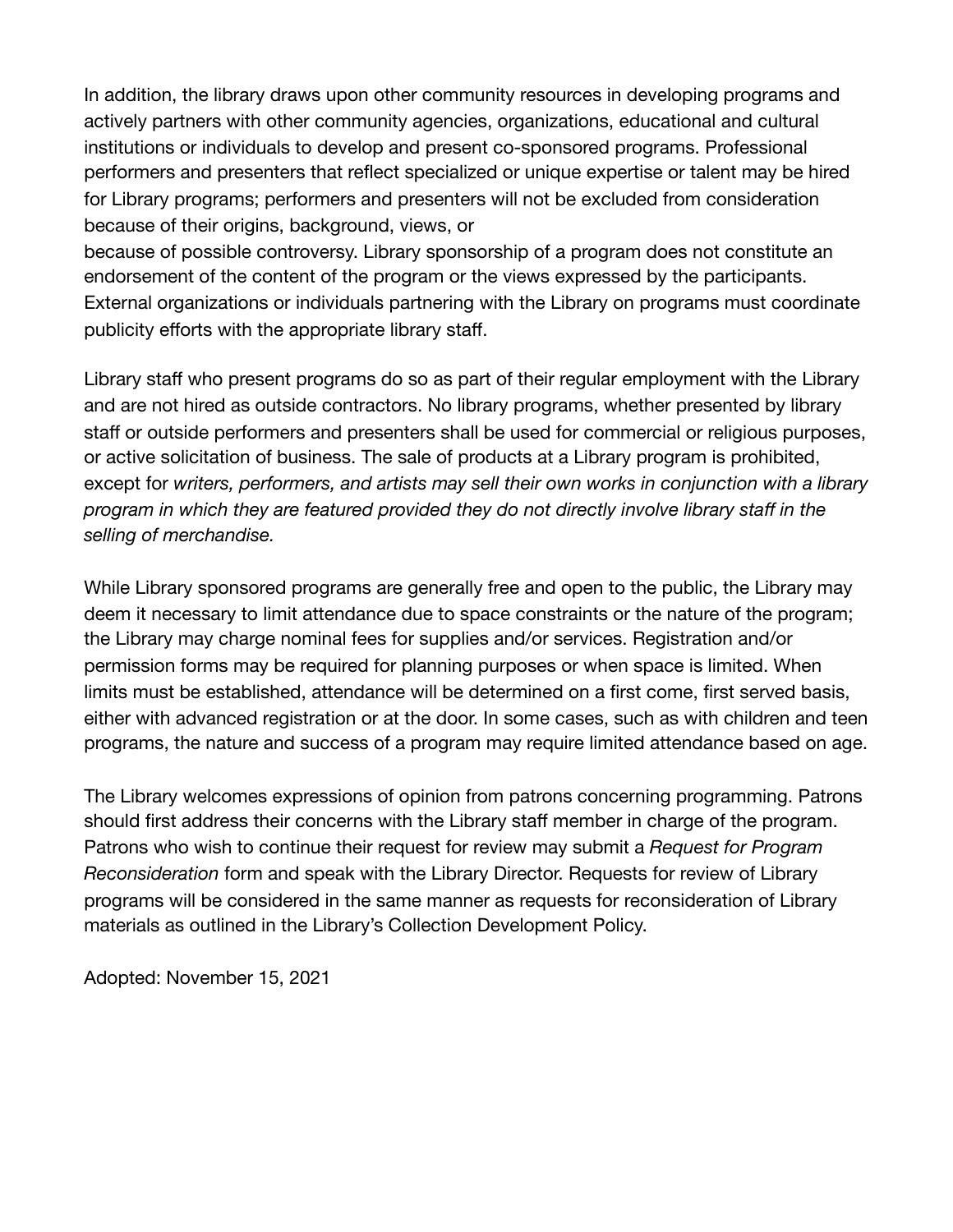In addition, the library draws upon other community resources in developing programs and actively partners with other community agencies, organizations, educational and cultural institutions or individuals to develop and present co-sponsored programs. Professional performers and presenters that reflect specialized or unique expertise or talent may be hired for Library programs; performers and presenters will not be excluded from consideration because of their origins, background, views, or because of possible controversy. Library sponsorship of a program does not constitute an endorsement of the content of the program or the views expressed by the participants. External organizations or individuals partnering with the Library on programs must coordinate publicity efforts with the appropriate library staff.

Library staff who present programs do so as part of their regular employment with the Library and are not hired as outside contractors. No library programs, whether presented by library staff or outside performers and presenters shall be used for commercial or religious purposes, or active solicitation of business. The sale of products at a Library program is prohibited, except for *writers, performers, and artists may sell their own works in conjunction with a library program in which they are featured provided they do not directly involve library staff in the selling of merchandise.*

While Library sponsored programs are generally free and open to the public, the Library may deem it necessary to limit attendance due to space constraints or the nature of the program; the Library may charge nominal fees for supplies and/or services. Registration and/or permission forms may be required for planning purposes or when space is limited. When limits must be established, attendance will be determined on a first come, first served basis, either with advanced registration or at the door. In some cases, such as with children and teen programs, the nature and success of a program may require limited attendance based on age.

The Library welcomes expressions of opinion from patrons concerning programming. Patrons should first address their concerns with the Library staff member in charge of the program. Patrons who wish to continue their request for review may submit a *Request for Program Reconsideration* form and speak with the Library Director. Requests for review of Library programs will be considered in the same manner as requests for reconsideration of Library materials as outlined in the Library's Collection Development Policy.

Adopted: November 15, 2021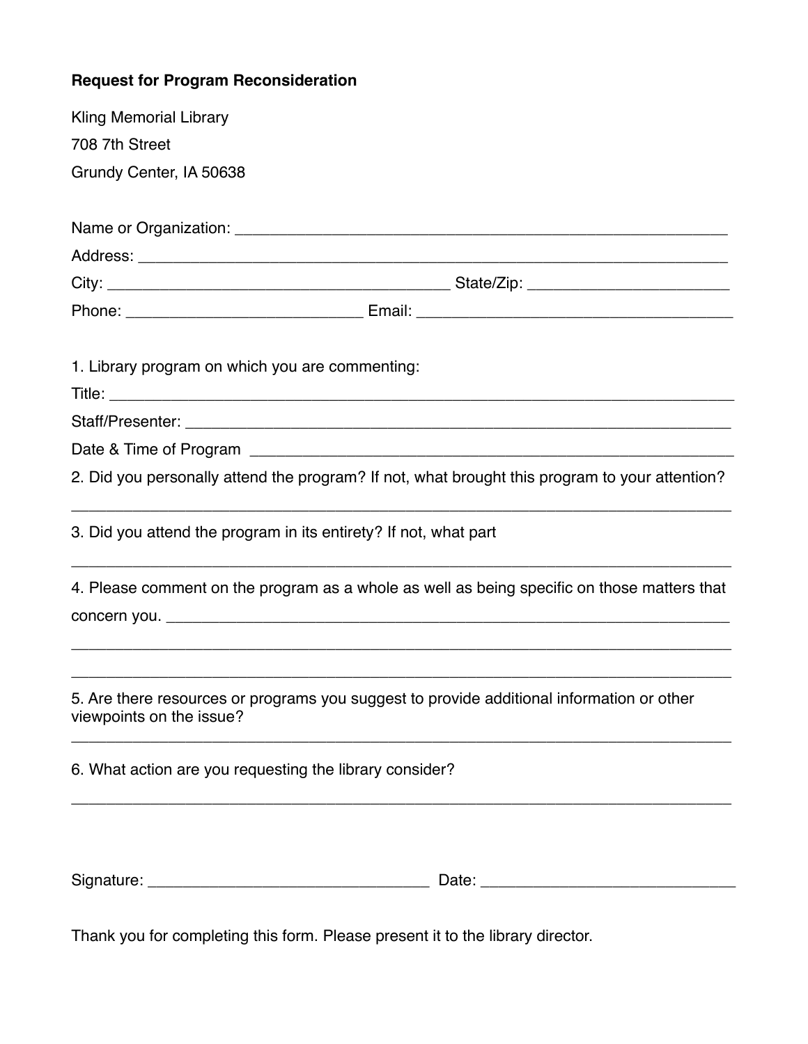**Request for Program Reconsideration**

Kling Memorial Library

708 7th Street

Grundy Center, IA 50638

Name or Organization: ___________________________________________________________

Address: ________________________________________________________________________

City: ________________________________________ State/Zip: ________________________

Phone: ___________________________ Email: _____________________________________

1. Library program on which you are commenting:

Title: ____________________________________________________________________________

Staff/Presenter: ___________________________________________________________________

Date & Time of Program ____________________________________________________________

2. Did you personally attend the program? If not, what brought this program to your attention?

_____________________________________________________________________________

3. Did you attend the program in its entirety? If not, what part

_____________________________________________________________________________

4. Please comment on the program as a whole as well as being specific on those matters that concern you. _______________________________________________________________________

_____________________________________________________________________________

_____________________________________________________________________________

5. Are there resources or programs you suggest to provide additional information or other viewpoints on the issue?

_____________________________________________________________________________

6. What action are you requesting the library consider?

_____________________________________________________________________________

Signature: _________________________________ Date: _____________________________

Thank you for completing this form. Please present it to the library director.